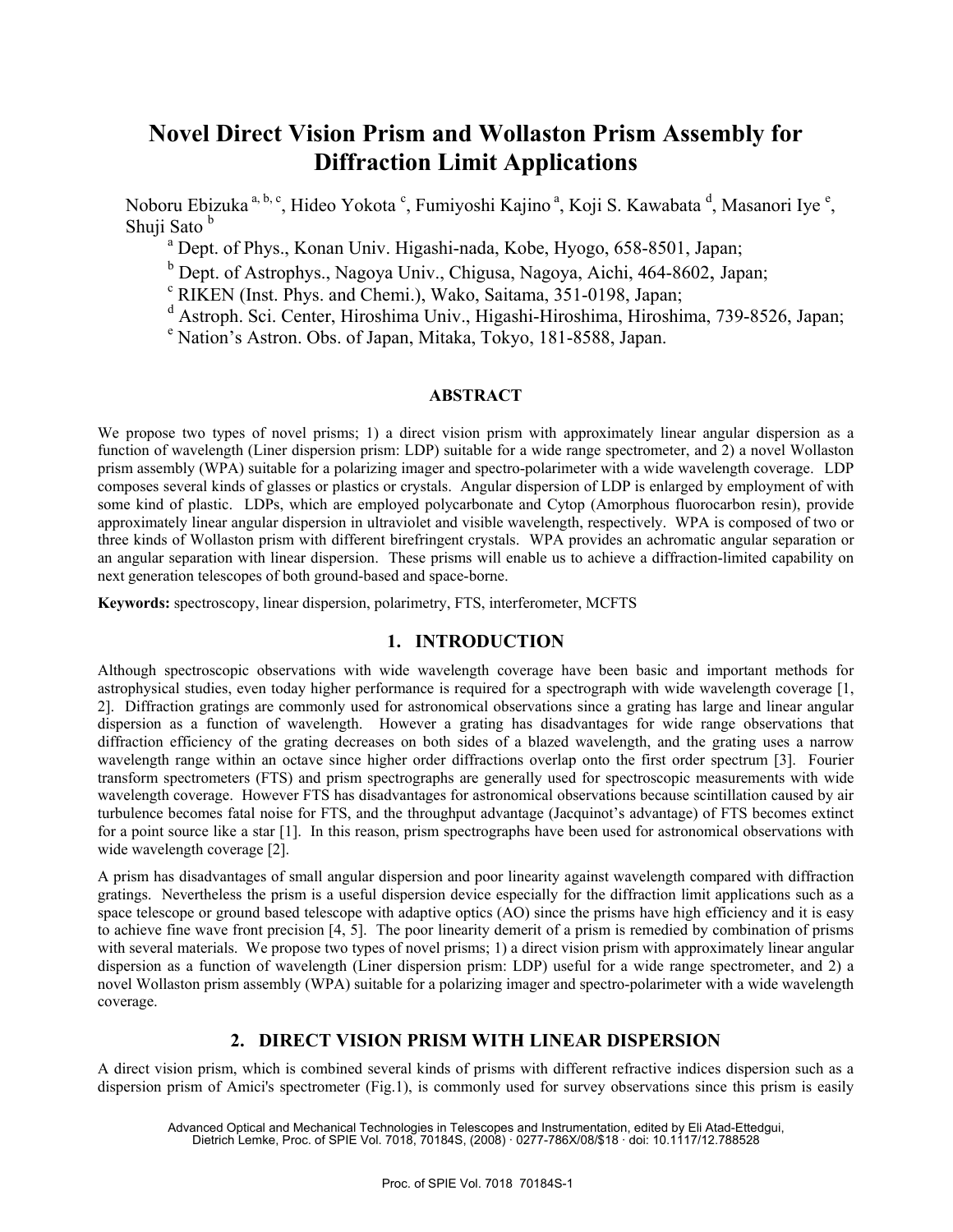# Novel Direct Vision Prism and Wollaston Prism Assembly for Diffraction Limit Applications

Noboru Ebizuka [a, b, c], Hideo Yokota [c], Fumiyoshi Kajino [a], Koji S. Kawabata [d], Masanori Iye [e], Shuji Sato [b]

[a] Dept. of Phys., Konan Univ. Higashi-nada, Kobe, Hyogo, 658-8501, Japan;

[b] Dept. of Astrophys., Nagoya Univ., Chigusa, Nagoya, Aichi, 464-8602, Japan;

[c] RIKEN (Inst. Phys. and Chemi.), Wako, Saitama, 351-0198, Japan;

[d] Astroph. Sci. Center, Hiroshima Univ., Higashi-Hiroshima, Hiroshima, 739-8526, Japan;

[e] Nation's Astron. Obs. of Japan, Mitaka, Tokyo, 181-8588, Japan.

## ABSTRACT

We propose two types of novel prisms; 1) a direct vision prism with approximately linear angular dispersion as a function of wavelength (Liner dispersion prism: LDP) suitable for a wide range spectrometer, and 2) a novel Wollaston prism assembly (WPA) suitable for a polarizing imager and spectro-polarimeter with a wide wavelength coverage. LDP composes several kinds of glasses or plastics or crystals. Angular dispersion of LDP is enlarged by employment of with some kind of plastic. LDPs, which are employed polycarbonate and Cytop (Amorphous fluorocarbon resin), provide approximately linear angular dispersion in ultraviolet and visible wavelength, respectively. WPA is composed of two or three kinds of Wollaston prism with different birefringent crystals. WPA provides an achromatic angular separation or an angular separation with linear dispersion. These prisms will enable us to achieve a diffraction-limited capability on next generation telescopes of both ground-based and space-borne.

**Keywords:** spectroscopy, linear dispersion, polarimetry, FTS, interferometer, MCFTS

## 1. INTRODUCTION

Although spectroscopic observations with wide wavelength coverage have been basic and important methods for astrophysical studies, even today higher performance is required for a spectrograph with wide wavelength coverage [1, 2]. Diffraction gratings are commonly used for astronomical observations since a grating has large and linear angular dispersion as a function of wavelength. However a grating has disadvantages for wide range observations that diffraction efficiency of the grating decreases on both sides of a blazed wavelength, and the grating uses a narrow wavelength range within an octave since higher order diffractions overlap onto the first order spectrum [3]. Fourier transform spectrometers (FTS) and prism spectrographs are generally used for spectroscopic measurements with wide wavelength coverage. However FTS has disadvantages for astronomical observations because scintillation caused by air turbulence becomes fatal noise for FTS, and the throughput advantage (Jacquinot's advantage) of FTS becomes extinct for a point source like a star [1]. In this reason, prism spectrographs have been used for astronomical observations with wide wavelength coverage [2].

A prism has disadvantages of small angular dispersion and poor linearity against wavelength compared with diffraction gratings. Nevertheless the prism is a useful dispersion device especially for the diffraction limit applications such as a space telescope or ground based telescope with adaptive optics (AO) since the prisms have high efficiency and it is easy to achieve fine wave front precision [4, 5]. The poor linearity demerit of a prism is remedied by combination of prisms with several materials. We propose two types of novel prisms; 1) a direct vision prism with approximately linear angular dispersion as a function of wavelength (Liner dispersion prism: LDP) useful for a wide range spectrometer, and 2) a novel Wollaston prism assembly (WPA) suitable for a polarizing imager and spectro-polarimeter with a wide wavelength coverage.

## 2. DIRECT VISION PRISM WITH LINEAR DISPERSION

A direct vision prism, which is combined several kinds of prisms with different refractive indices dispersion such as a dispersion prism of Amici's spectrometer (Fig.1), is commonly used for survey observations since this prism is easily

Advanced Optical and Mechanical Technologies in Telescopes and Instrumentation, edited by Eli Atad-Ettedgui, Dietrich Lemke, Proc. of SPIE Vol. 7018, 70184S, (2008) · 0277-786X/08/$18 · doi: 10.1117/12.788528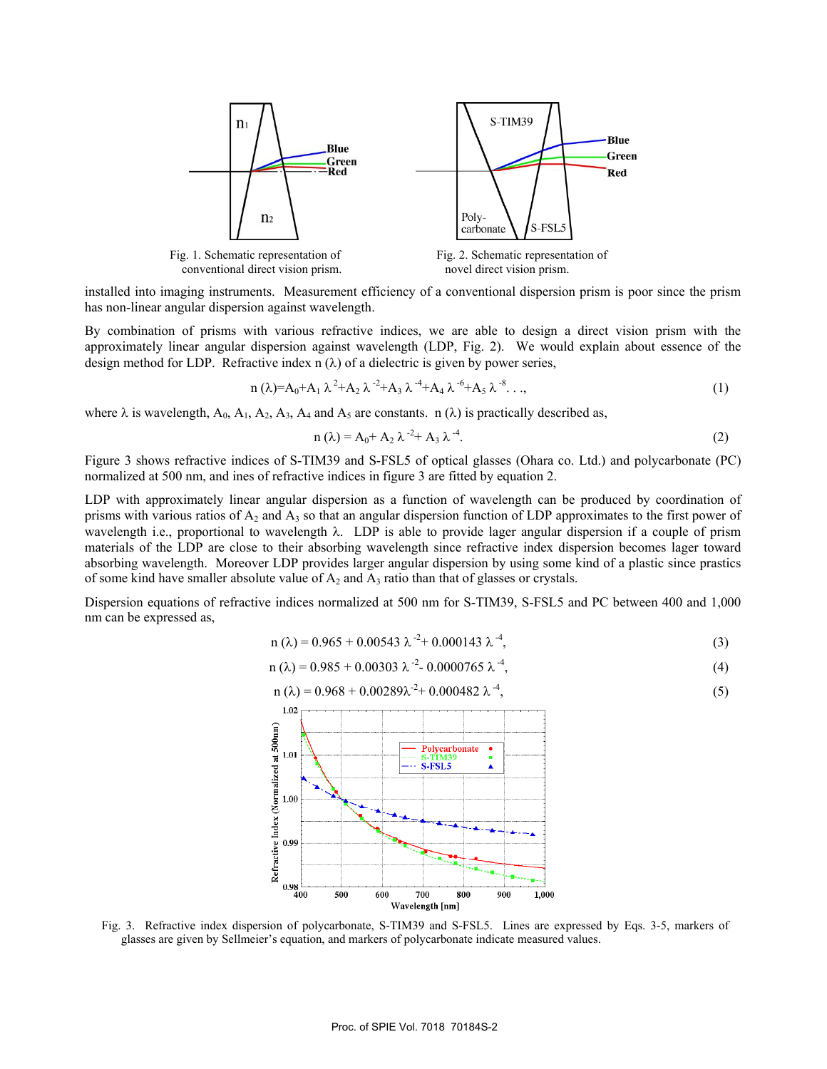Fig. 1. Schematic representation of conventional direct vision prism.

Fig. 2. Schematic representation of novel direct vision prism.

installed into imaging instruments. Measurement efficiency of a conventional dispersion prism is poor since the prism has non-linear angular dispersion against wavelength.

By combination of prisms with various refractive indices, we are able to design a direct vision prism with the approximately linear angular dispersion against wavelength (LDP, Fig. 2). We would explain about essence of the design method for LDP. Refractive index n (λ) of a dielectric is given by power series,

$$n(\lambda)=A_0+A_1\lambda^{2}+A_2\lambda^{-2}+A_3\lambda^{-4}+A_4\lambda^{-6}+A_5\lambda^{-8}\ldots, \quad (1)$$

where λ is wavelength, $A_0$, $A_1$, $A_2$, $A_3$, $A_4$ and $A_5$ are constants. n (λ) is practically described as,

$$n(\lambda) = A_0+ A_2\lambda^{-2}+ A_3\lambda^{-4}. \quad (2)$$

Figure 3 shows refractive indices of S-TIM39 and S-FSL5 of optical glasses (Ohara co. Ltd.) and polycarbonate (PC) normalized at 500 nm, and ines of refractive indices in figure 3 are fitted by equation 2.

LDP with approximately linear angular dispersion as a function of wavelength can be produced by coordination of prisms with various ratios of $A_2$ and $A_3$ so that an angular dispersion function of LDP approximates to the first power of wavelength i.e., proportional to wavelength λ. LDP is able to provide lager angular dispersion if a couple of prism materials of the LDP are close to their absorbing wavelength since refractive index dispersion becomes lager toward absorbing wavelength. Moreover LDP provides larger angular dispersion by using some kind of a plastic since prastics of some kind have smaller absolute value of $A_2$ and $A_3$ ratio than that of glasses or crystals.

Dispersion equations of refractive indices normalized at 500 nm for S-TIM39, S-FSL5 and PC between 400 and 1,000 nm can be expressed as,

$$n(\lambda) = 0.965 + 0.00543\lambda^{-2}+ 0.000143\lambda^{-4}, \quad (3)$$

$$n(\lambda) = 0.985 + 0.00303\lambda^{-2}- 0.0000765\lambda^{-4}, \quad (4)$$

$$n(\lambda) = 0.968 + 0.00289\lambda^{-2}+ 0.000482\lambda^{-4}, \quad (5)$$

Fig. 3. Refractive index dispersion of polycarbonate, S-TIM39 and S-FSL5. Lines are expressed by Eqs. 3-5, markers of glasses are given by Sellmeier's equation, and markers of polycarbonate indicate measured values.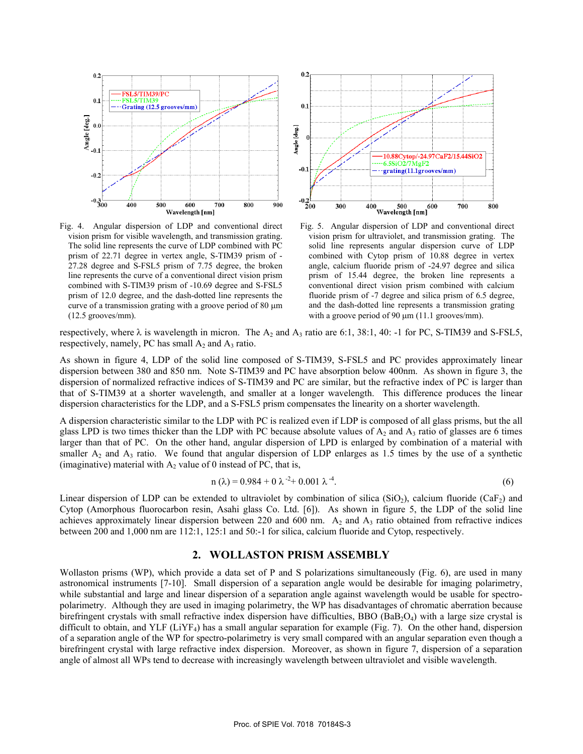Fig. 4. Angular dispersion of LDP and conventional direct vision prism for visible wavelength, and transmission grating. The solid line represents the curve of LDP combined with PC prism of 22.71 degree in vertex angle, S-TIM39 prism of -27.28 degree and S-FSL5 prism of 7.75 degree, the broken line represents the curve of a conventional direct vision prism combined with S-TIM39 prism of -10.69 degree and S-FSL5 prism of 12.0 degree, and the dash-dotted line represents the curve of a transmission grating with a groove period of 80 μm (12.5 grooves/mm)

Fig. 5. Angular dispersion of LDP and conventional direct vision prism for ultraviolet, and transmission grating. The solid line represents angular dispersion curve of LDP combined with Cytop prism of 10.88 degree in vertex angle, calcium fluoride prism of -24.97 degree and silica prism of 15.44 degree, the broken line represents a conventional direct vision prism combined with calcium fluoride prism of -7 degree and silica prism of 6.5 degree, and the dash-dotted line represents a transmission grating with a groove period of 90 μm (11.1 grooves/mm).

respectively, where λ is wavelength in micron. The $A_2$ and $A_3$ ratio are 6:1, 38:1, 40: -1 for PC, S-TIM39 and S-FSL5, respectively, namely, PC has small $A_2$ and $A_3$ ratio.

As shown in figure 4, LDP of the solid line composed of S-TIM39, S-FSL5 and PC provides approximately linear dispersion between 380 and 850 nm. Note S-TIM39 and PC have absorption below 400nm. As shown in figure 3, the dispersion of normalized refractive indices of S-TIM39 and PC are similar, but the refractive index of PC is larger than that of S-TIM39 at a shorter wavelength, and smaller at a longer wavelength. This difference produces the linear dispersion characteristics for the LDP, and a S-FSL5 prism compensates the linearity on a shorter wavelength.

A dispersion characteristic similar to the LDP with PC is realized even if LDP is composed of all glass prisms, but the all glass LPD is two times thicker than the LDP with PC because absolute values of $A_2$ and $A_3$ ratio of glasses are 6 times larger than that of PC. On the other hand, angular dispersion of LPD is enlarged by combination of a material with smaller $A_2$ and $A_3$ ratio. We found that angular dispersion of LDP enlarges as 1.5 times by the use of a synthetic (imaginative) material with $A_2$ value of 0 instead of PC, that is,

$$n(\lambda) = 0.984 + 0\,\lambda^{-2} + 0.001\,\lambda^{-4}. \tag{6}$$

Linear dispersion of LDP can be extended to ultraviolet by combination of silica ($SiO_2$), calcium fluoride ($CaF_2$) and Cytop (Amorphous fluorocarbon resin, Asahi glass Co. Ltd. [6]). As shown in figure 5, the LDP of the solid line achieves approximately linear dispersion between 220 and 600 nm. $A_2$ and $A_3$ ratio obtained from refractive indices between 200 and 1,000 nm are 112:1, 125:1 and 50:-1 for silica, calcium fluoride and Cytop, respectively.

## 2. WOLLASTON PRISM ASSEMBLY

Wollaston prisms (WP), which provide a data set of P and S polarizations simultaneously (Fig. 6), are used in many astronomical instruments [7-10]. Small dispersion of a separation angle would be desirable for imaging polarimetry, while substantial and large and linear dispersion of a separation angle against wavelength would be usable for spectro-polarimetry. Although they are used in imaging polarimetry, the WP has disadvantages of chromatic aberration because birefringent crystals with small refractive index dispersion have difficulties, BBO ($BaB_2O_4$) with a large size crystal is difficult to obtain, and YLF ($LiYF_4$) has a small angular separation for example (Fig. 7). On the other hand, dispersion of a separation angle of the WP for spectro-polarimetry is very small compared with an angular separation even though a birefringent crystal with large refractive index dispersion. Moreover, as shown in figure 7, dispersion of a separation angle of almost all WPs tend to decrease with increasingly wavelength between ultraviolet and visible wavelength.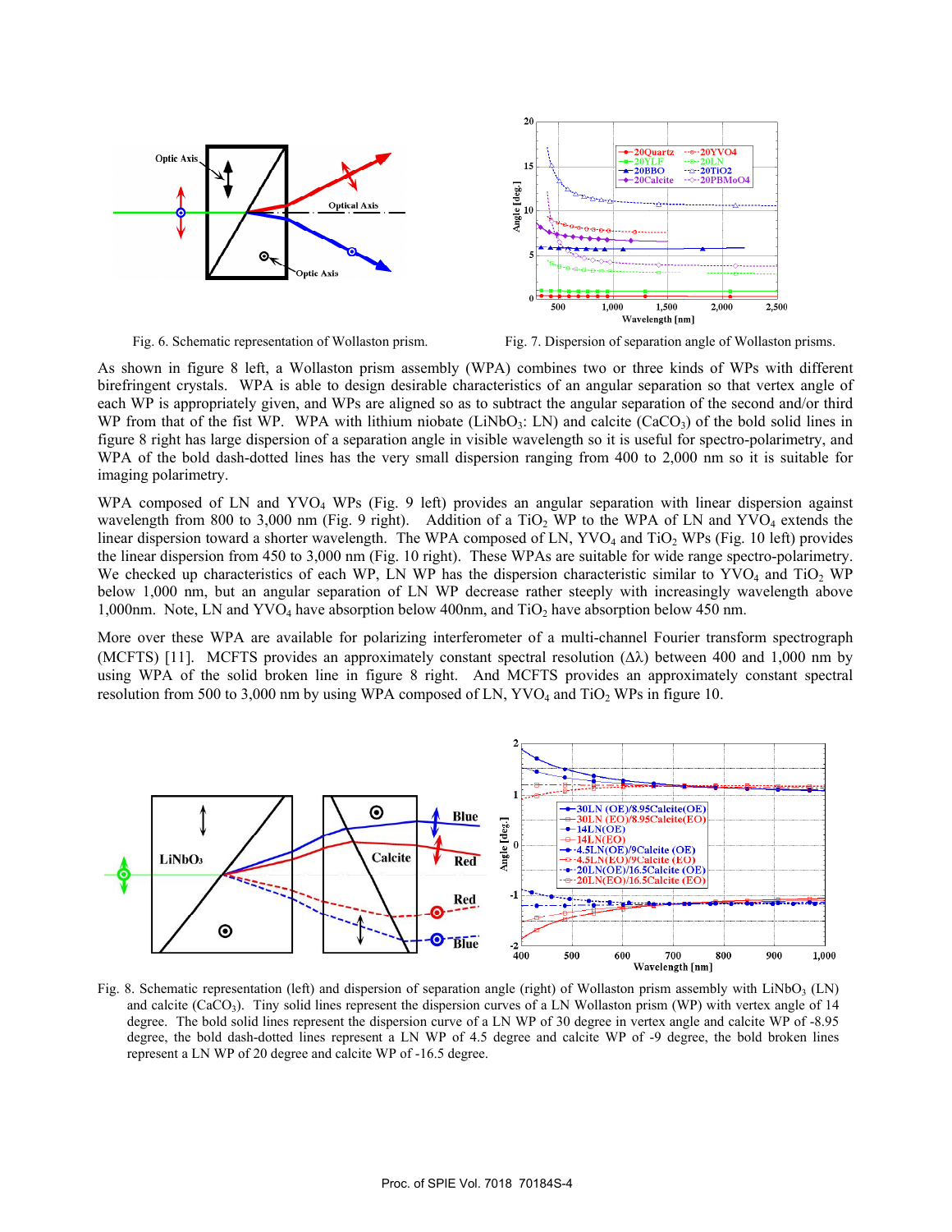Fig. 6. Schematic representation of Wollaston prism.

Fig. 7. Dispersion of separation angle of Wollaston prisms.

As shown in figure 8 left, a Wollaston prism assembly (WPA) combines two or three kinds of WPs with different birefringent crystals. WPA is able to design desirable characteristics of an angular separation so that vertex angle of each WP is appropriately given, and WPs are aligned so as to subtract the angular separation of the second and/or third WP from that of the fist WP. WPA with lithium niobate ($LiNbO_3$: LN) and calcite ($CaCO_3$) of the bold solid lines in figure 8 right has large dispersion of a separation angle in visible wavelength so it is useful for spectro-polarimetry, and WPA of the bold dash-dotted lines has the very small dispersion ranging from 400 to 2,000 nm so it is suitable for imaging polarimetry.

WPA composed of LN and $YVO_4$ WPs (Fig. 9 left) provides an angular separation with linear dispersion against wavelength from 800 to 3,000 nm (Fig. 9 right). Addition of a $TiO_2$ WP to the WPA of LN and $YVO_4$ extends the linear dispersion toward a shorter wavelength. The WPA composed of LN, $YVO_4$ and $TiO_2$ WPs (Fig. 10 left) provides the linear dispersion from 450 to 3,000 nm (Fig. 10 right). These WPAs are suitable for wide range spectro-polarimetry. We checked up characteristics of each WP, LN WP has the dispersion characteristic similar to $YVO_4$ and $TiO_2$ WP below 1,000 nm, but an angular separation of LN WP decrease rather steeply with increasingly wavelength above 1,000nm. Note, LN and $YVO_4$ have absorption below 400nm, and $TiO_2$ have absorption below 450 nm.

More over these WPA are available for polarizing interferometer of a multi-channel Fourier transform spectrograph (MCFTS) [11]. MCFTS provides an approximately constant spectral resolution ($\Delta\lambda$) between 400 and 1,000 nm by using WPA of the solid broken line in figure 8 right. And MCFTS provides an approximately constant spectral resolution from 500 to 3,000 nm by using WPA composed of LN, $YVO_4$ and $TiO_2$ WPs in figure 10.

Fig. 8. Schematic representation (left) and dispersion of separation angle (right) of Wollaston prism assembly with $LiNbO_3$ (LN) and calcite ($CaCO_3$). Tiny solid lines represent the dispersion curves of a LN Wollaston prism (WP) with vertex angle of 14 degree. The bold solid lines represent the dispersion curve of a LN WP of 30 degree in vertex angle and calcite WP of -8.95 degree, the bold dash-dotted lines represent a LN WP of 4.5 degree and calcite WP of -9 degree, the bold broken lines represent a LN WP of 20 degree and calcite WP of -16.5 degree.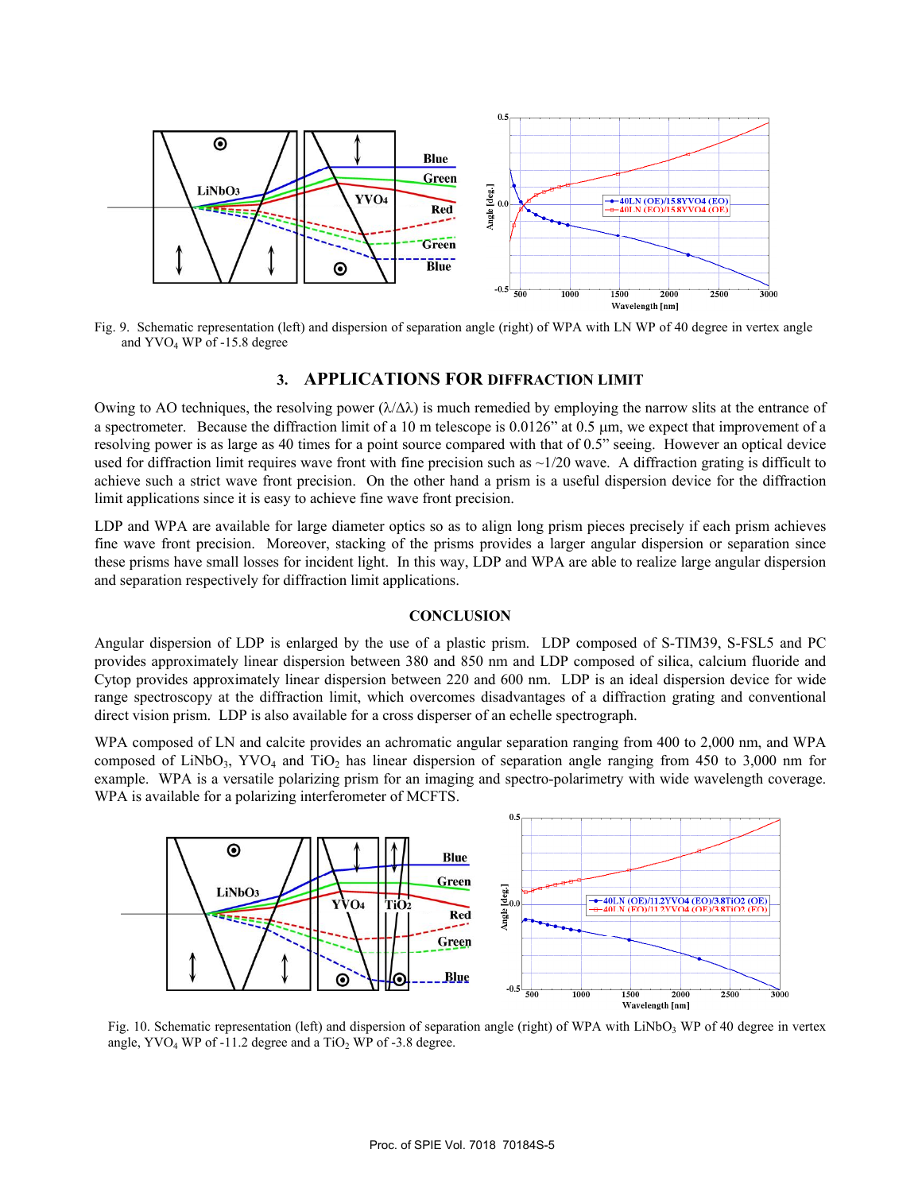Fig. 9. Schematic representation (left) and dispersion of separation angle (right) of WPA with LN WP of 40 degree in vertex angle and $YVO_4$ WP of -15.8 degree

## 3. APPLICATIONS FOR DIFFRACTION LIMIT

Owing to AO techniques, the resolving power ($\lambda/\Delta\lambda$) is much remedied by employing the narrow slits at the entrance of a spectrometer. Because the diffraction limit of a 10 m telescope is 0.0126" at 0.5 μm, we expect that improvement of a resolving power is as large as 40 times for a point source compared with that of 0.5" seeing. However an optical device used for diffraction limit requires wave front with fine precision such as ~1/20 wave. A diffraction grating is difficult to achieve such a strict wave front precision. On the other hand a prism is a useful dispersion device for the diffraction limit applications since it is easy to achieve fine wave front precision.

LDP and WPA are available for large diameter optics so as to align long prism pieces precisely if each prism achieves fine wave front precision. Moreover, stacking of the prisms provides a larger angular dispersion or separation since these prisms have small losses for incident light. In this way, LDP and WPA are able to realize large angular dispersion and separation respectively for diffraction limit applications.

## CONCLUSION

Angular dispersion of LDP is enlarged by the use of a plastic prism. LDP composed of S-TIM39, S-FSL5 and PC provides approximately linear dispersion between 380 and 850 nm and LDP composed of silica, calcium fluoride and Cytop provides approximately linear dispersion between 220 and 600 nm. LDP is an ideal dispersion device for wide range spectroscopy at the diffraction limit, which overcomes disadvantages of a diffraction grating and conventional direct vision prism. LDP is also available for a cross disperser of an echelle spectrograph.

WPA composed of LN and calcite provides an achromatic angular separation ranging from 400 to 2,000 nm, and WPA composed of $LiNbO_3$, $YVO_4$ and $TiO_2$ has linear dispersion of separation angle ranging from 450 to 3,000 nm for example. WPA is a versatile polarizing prism for an imaging and spectro-polarimetry with wide wavelength coverage. WPA is available for a polarizing interferometer of MCFTS.

Fig. 10. Schematic representation (left) and dispersion of separation angle (right) of WPA with $LiNbO_3$ WP of 40 degree in vertex angle, $YVO_4$ WP of -11.2 degree and a $TiO_2$ WP of -3.8 degree.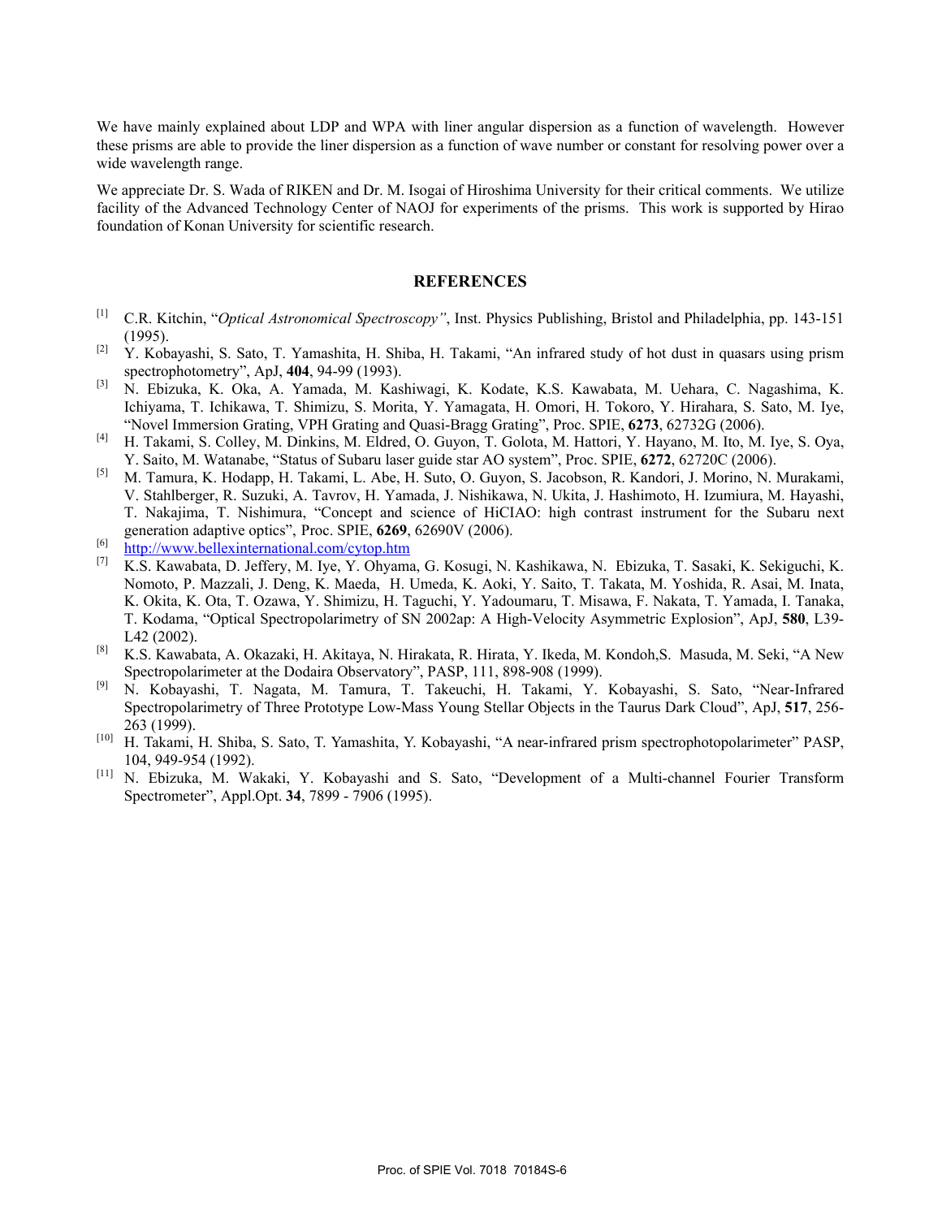We have mainly explained about LDP and WPA with liner angular dispersion as a function of wavelength. However these prisms are able to provide the liner dispersion as a function of wave number or constant for resolving power over a wide wavelength range.

We appreciate Dr. S. Wada of RIKEN and Dr. M. Isogai of Hiroshima University for their critical comments. We utilize facility of the Advanced Technology Center of NAOJ for experiments of the prisms. This work is supported by Hirao foundation of Konan University for scientific research.

## REFERENCES

[1] C.R. Kitchin, "*Optical Astronomical Spectroscopy"*, Inst. Physics Publishing, Bristol and Philadelphia, pp. 143-151 (1995).

[2] Y. Kobayashi, S. Sato, T. Yamashita, H. Shiba, H. Takami, "An infrared study of hot dust in quasars using prism spectrophotometry", ApJ, **404**, 94-99 (1993).

[3] N. Ebizuka, K. Oka, A. Yamada, M. Kashiwagi, K. Kodate, K.S. Kawabata, M. Uehara, C. Nagashima, K. Ichiyama, T. Ichikawa, T. Shimizu, S. Morita, Y. Yamagata, H. Omori, H. Tokoro, Y. Hirahara, S. Sato, M. Iye, "Novel Immersion Grating, VPH Grating and Quasi-Bragg Grating", Proc. SPIE, **6273**, 62732G (2006).

[4] H. Takami, S. Colley, M. Dinkins, M. Eldred, O. Guyon, T. Golota, M. Hattori, Y. Hayano, M. Ito, M. Iye, S. Oya, Y. Saito, M. Watanabe, "Status of Subaru laser guide star AO system", Proc. SPIE, **6272**, 62720C (2006).

[5] M. Tamura, K. Hodapp, H. Takami, L. Abe, H. Suto, O. Guyon, S. Jacobson, R. Kandori, J. Morino, N. Murakami, V. Stahlberger, R. Suzuki, A. Tavrov, H. Yamada, J. Nishikawa, N. Ukita, J. Hashimoto, H. Izumiura, M. Hayashi, T. Nakajima, T. Nishimura, "Concept and science of HiCIAO: high contrast instrument for the Subaru next generation adaptive optics", Proc. SPIE, **6269**, 62690V (2006).

[6] http://www.bellexinternational.com/cytop.htm

[7] K.S. Kawabata, D. Jeffery, M. Iye, Y. Ohyama, G. Kosugi, N. Kashikawa, N. Ebizuka, T. Sasaki, K. Sekiguchi, K. Nomoto, P. Mazzali, J. Deng, K. Maeda, H. Umeda, K. Aoki, Y. Saito, T. Takata, M. Yoshida, R. Asai, M. Inata, K. Okita, K. Ota, T. Ozawa, Y. Shimizu, H. Taguchi, Y. Yadoumaru, T. Misawa, F. Nakata, T. Yamada, I. Tanaka, T. Kodama, "Optical Spectropolarimetry of SN 2002ap: A High-Velocity Asymmetric Explosion", ApJ, **580**, L39-L42 (2002).

[8] K.S. Kawabata, A. Okazaki, H. Akitaya, N. Hirakata, R. Hirata, Y. Ikeda, M. Kondoh, S. Masuda, M. Seki, "A New Spectropolarimeter at the Dodaira Observatory", PASP, 111, 898-908 (1999).

[9] N. Kobayashi, T. Nagata, M. Tamura, T. Takeuchi, H. Takami, Y. Kobayashi, S. Sato, "Near-Infrared Spectropolarimetry of Three Prototype Low-Mass Young Stellar Objects in the Taurus Dark Cloud", ApJ, **517**, 256-263 (1999).

[10] H. Takami, H. Shiba, S. Sato, T. Yamashita, Y. Kobayashi, "A near-infrared prism spectrophotopolarimeter" PASP, 104, 949-954 (1992).

[11] N. Ebizuka, M. Wakaki, Y. Kobayashi and S. Sato, "Development of a Multi-channel Fourier Transform Spectrometer", Appl.Opt. **34**, 7899 - 7906 (1995).